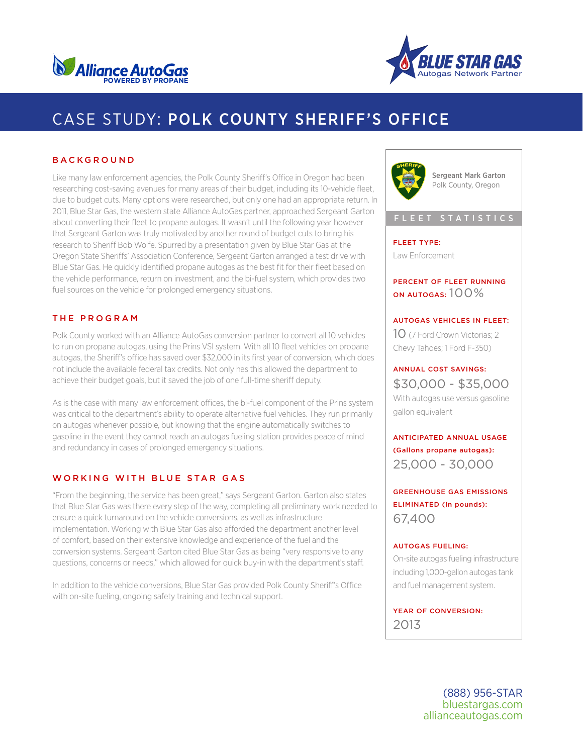Alliance AutoGas
POWERED BY PROPANE

BLUE STAR GAS
Autogas Network Partner

# CASE STUDY: POLK COUNTY SHERIFF'S OFFICE

## BACKGROUND

Like many law enforcement agencies, the Polk County Sheriff's Office in Oregon had been researching cost-saving avenues for many areas of their budget, including its 10-vehicle fleet, due to budget cuts. Many options were researched, but only one had an appropriate return. In 2011, Blue Star Gas, the western state Alliance AutoGas partner, approached Sergeant Garton about converting their fleet to propane autogas. It wasn't until the following year however that Sergeant Garton was truly motivated by another round of budget cuts to bring his research to Sheriff Bob Wolfe. Spurred by a presentation given by Blue Star Gas at the Oregon State Sheriffs' Association Conference, Sergeant Garton arranged a test drive with Blue Star Gas. He quickly identified propane autogas as the best fit for their fleet based on the vehicle performance, return on investment, and the bi-fuel system, which provides two fuel sources on the vehicle for prolonged emergency situations.

## THE PROGRAM

Polk County worked with an Alliance AutoGas conversion partner to convert all 10 vehicles to run on propane autogas, using the Prins VSI system. With all 10 fleet vehicles on propane autogas, the Sheriff's office has saved over $32,000 in its first year of conversion, which does not include the available federal tax credits. Not only has this allowed the department to achieve their budget goals, but it saved the job of one full-time sheriff deputy.

As is the case with many law enforcement offices, the bi-fuel component of the Prins system was critical to the department's ability to operate alternative fuel vehicles. They run primarily on autogas whenever possible, but knowing that the engine automatically switches to gasoline in the event they cannot reach an autogas fueling station provides peace of mind and redundancy in cases of prolonged emergency situations.

## WORKING WITH BLUE STAR GAS

"From the beginning, the service has been great," says Sergeant Garton. Garton also states that Blue Star Gas was there every step of the way, completing all preliminary work needed to ensure a quick turnaround on the vehicle conversions, as well as infrastructure implementation. Working with Blue Star Gas also afforded the department another level of comfort, based on their extensive knowledge and experience of the fuel and the conversion systems. Sergeant Garton cited Blue Star Gas as being "very responsive to any questions, concerns or needs," which allowed for quick buy-in with the department's staff.

In addition to the vehicle conversions, Blue Star Gas provided Polk County Sheriff's Office with on-site fueling, ongoing safety training and technical support.

---

**Sergeant Mark Garton**
Polk County, Oregon

## FLEET STATISTICS

**FLEET TYPE:**
Law Enforcement

**PERCENT OF FLEET RUNNING ON AUTOGAS:** 100%

**AUTOGAS VEHICLES IN FLEET:**
10 (7 Ford Crown Victorias; 2 Chevy Tahoes; 1 Ford F-350)

**ANNUAL COST SAVINGS:**
$30,000 - $35,000
With autogas use versus gasoline gallon equivalent

**ANTICIPATED ANNUAL USAGE (Gallons propane autogas):**
25,000 - 30,000

**GREENHOUSE GAS EMISSIONS ELIMINATED (In pounds):**
67,400

**AUTOGAS FUELING:**
On-site autogas fueling infrastructure including 1,000-gallon autogas tank and fuel management system.

**YEAR OF CONVERSION:**
2013

(888) 956-STAR
bluestargas.com
allianceautogas.com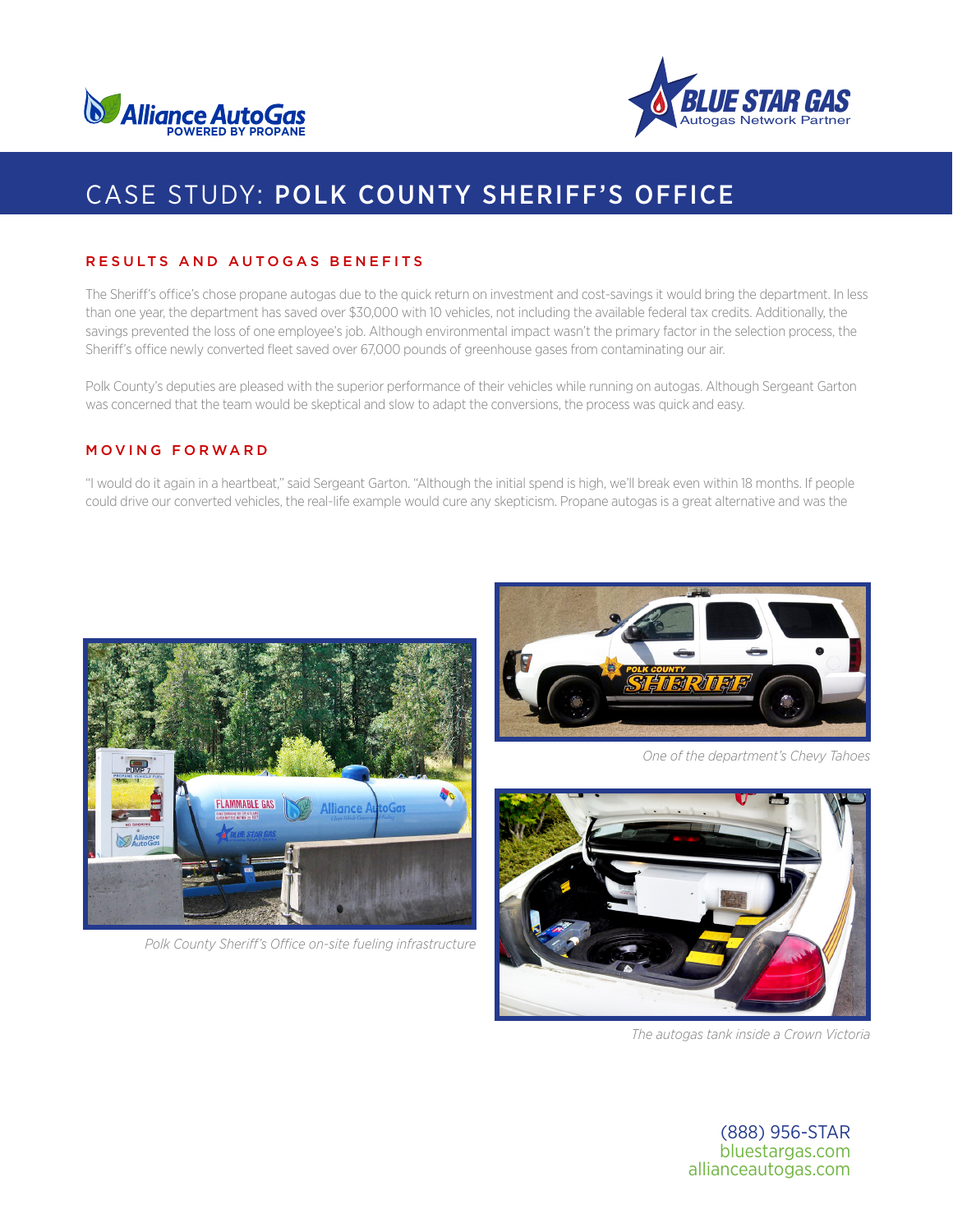# CASE STUDY: POLK COUNTY SHERIFF'S OFFICE

## RESULTS AND AUTOGAS BENEFITS

The Sheriff's office's chose propane autogas due to the quick return on investment and cost-savings it would bring the department. In less than one year, the department has saved over $30,000 with 10 vehicles, not including the available federal tax credits. Additionally, the savings prevented the loss of one employee's job. Although environmental impact wasn't the primary factor in the selection process, the Sheriff's office newly converted fleet saved over 67,000 pounds of greenhouse gases from contaminating our air.

Polk County's deputies are pleased with the superior performance of their vehicles while running on autogas. Although Sergeant Garton was concerned that the team would be skeptical and slow to adapt the conversions, the process was quick and easy.

## MOVING FORWARD

"I would do it again in a heartbeat," said Sergeant Garton. "Although the initial spend is high, we'll break even within 18 months. If people could drive our converted vehicles, the real-life example would cure any skepticism. Propane autogas is a great alternative and was the

*Polk County Sheriff's Office on-site fueling infrastructure*

*One of the department's Chevy Tahoes*

*The autogas tank inside a Crown Victoria*

(888) 956-STAR
bluestargas.com
allianceautogas.com